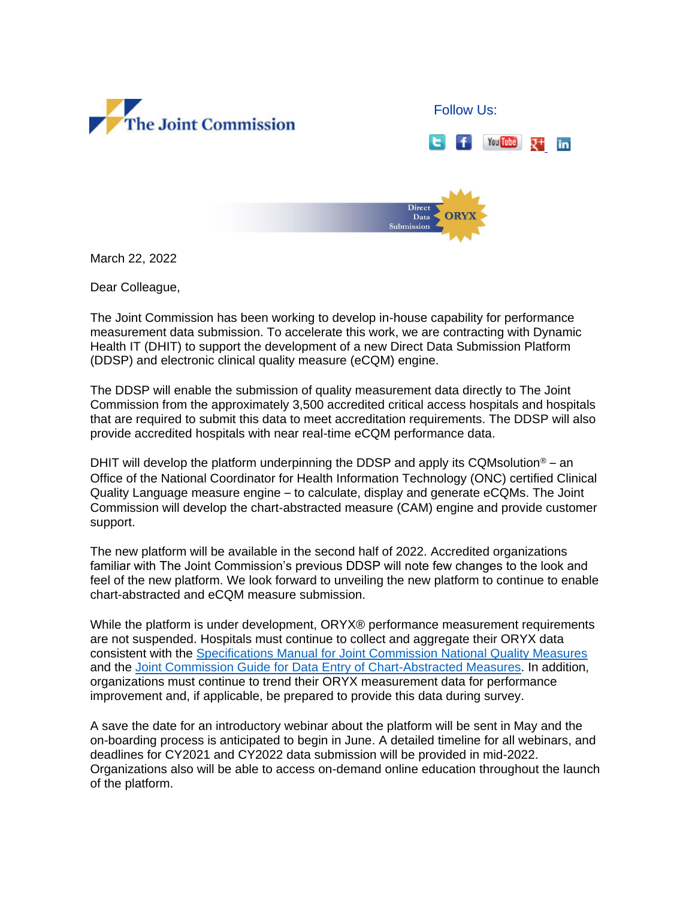The Joint Commission

Follow Us:

Direct Data Submission ORYX

March 22, 2022

Dear Colleague,

The Joint Commission has been working to develop in-house capability for performance measurement data submission. To accelerate this work, we are contracting with Dynamic Health IT (DHIT) to support the development of a new Direct Data Submission Platform (DDSP) and electronic clinical quality measure (eCQM) engine.

The DDSP will enable the submission of quality measurement data directly to The Joint Commission from the approximately 3,500 accredited critical access hospitals and hospitals that are required to submit this data to meet accreditation requirements. The DDSP will also provide accredited hospitals with near real-time eCQM performance data.

DHIT will develop the platform underpinning the DDSP and apply its CQMsolution® – an Office of the National Coordinator for Health Information Technology (ONC) certified Clinical Quality Language measure engine – to calculate, display and generate eCQMs. The Joint Commission will develop the chart-abstracted measure (CAM) engine and provide customer support.

The new platform will be available in the second half of 2022. Accredited organizations familiar with The Joint Commission's previous DDSP will note few changes to the look and feel of the new platform. We look forward to unveiling the new platform to continue to enable chart-abstracted and eCQM measure submission.

While the platform is under development, ORYX® performance measurement requirements are not suspended. Hospitals must continue to collect and aggregate their ORYX data consistent with the Specifications Manual for Joint Commission National Quality Measures and the Joint Commission Guide for Data Entry of Chart-Abstracted Measures. In addition, organizations must continue to trend their ORYX measurement data for performance improvement and, if applicable, be prepared to provide this data during survey.

A save the date for an introductory webinar about the platform will be sent in May and the on-boarding process is anticipated to begin in June. A detailed timeline for all webinars, and deadlines for CY2021 and CY2022 data submission will be provided in mid-2022. Organizations also will be able to access on-demand online education throughout the launch of the platform.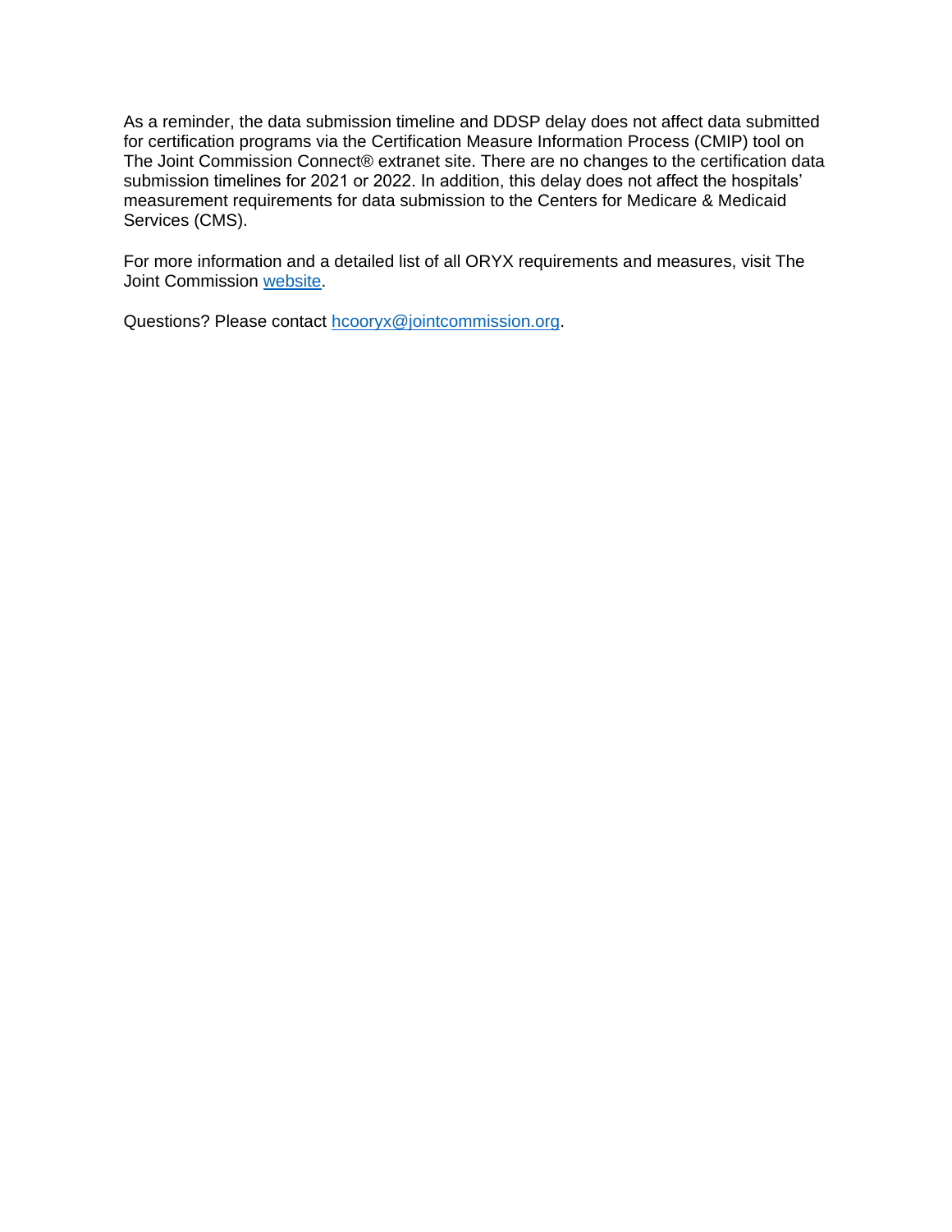As a reminder, the data submission timeline and DDSP delay does not affect data submitted for certification programs via the Certification Measure Information Process (CMIP) tool on The Joint Commission Connect® extranet site. There are no changes to the certification data submission timelines for 2021 or 2022. In addition, this delay does not affect the hospitals' measurement requirements for data submission to the Centers for Medicare & Medicaid Services (CMS).

For more information and a detailed list of all ORYX requirements and measures, visit The Joint Commission website.

Questions? Please contact hcooryx@jointcommission.org.